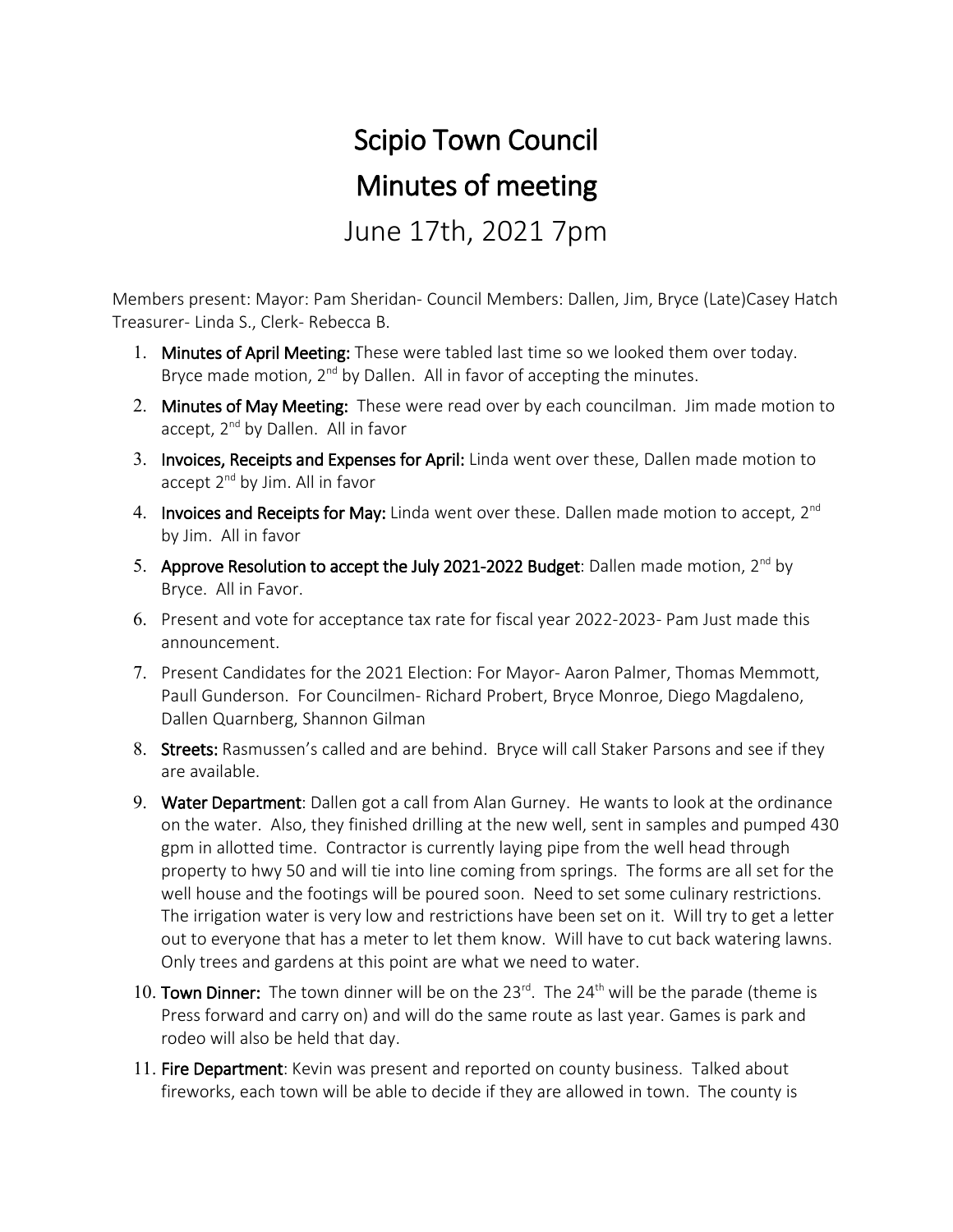// Scipio Town Council

# Scipio Town Council

# Minutes of meeting

## June 17th, 2021 7pm

Members present: Mayor: Pam Sheridan- Council Members: Dallen, Jim, Bryce (Late)Casey Hatch Treasurer- Linda S., Clerk- Rebecca B.

1. **Minutes of April Meeting:** These were tabled last time so we looked them over today. Bryce made motion, 2nd by Dallen. All in favor of accepting the minutes.
2. **Minutes of May Meeting:** These were read over by each councilman. Jim made motion to accept, 2nd by Dallen. All in favor
3. **Invoices, Receipts and Expenses for April:** Linda went over these, Dallen made motion to accept 2nd by Jim. All in favor
4. **Invoices and Receipts for May:** Linda went over these. Dallen made motion to accept, 2nd by Jim. All in favor
5. **Approve Resolution to accept the July 2021-2022 Budget**: Dallen made motion, 2nd by Bryce. All in Favor.
6. Present and vote for acceptance tax rate for fiscal year 2022-2023- Pam Just made this announcement.
7. Present Candidates for the 2021 Election: For Mayor- Aaron Palmer, Thomas Memmott, Paull Gunderson. For Councilmen- Richard Probert, Bryce Monroe, Diego Magdaleno, Dallen Quarnberg, Shannon Gilman
8. **Streets:** Rasmussen's called and are behind. Bryce will call Staker Parsons and see if they are available.
9. **Water Department**: Dallen got a call from Alan Gurney. He wants to look at the ordinance on the water. Also, they finished drilling at the new well, sent in samples and pumped 430 gpm in allotted time. Contractor is currently laying pipe from the well head through property to hwy 50 and will tie into line coming from springs. The forms are all set for the well house and the footings will be poured soon. Need to set some culinary restrictions. The irrigation water is very low and restrictions have been set on it. Will try to get a letter out to everyone that has a meter to let them know. Will have to cut back watering lawns. Only trees and gardens at this point are what we need to water.
10. **Town Dinner:** The town dinner will be on the 23rd. The 24th will be the parade (theme is Press forward and carry on) and will do the same route as last year. Games is park and rodeo will also be held that day.
11. **Fire Department**: Kevin was present and reported on county business. Talked about fireworks, each town will be able to decide if they are allowed in town. The county is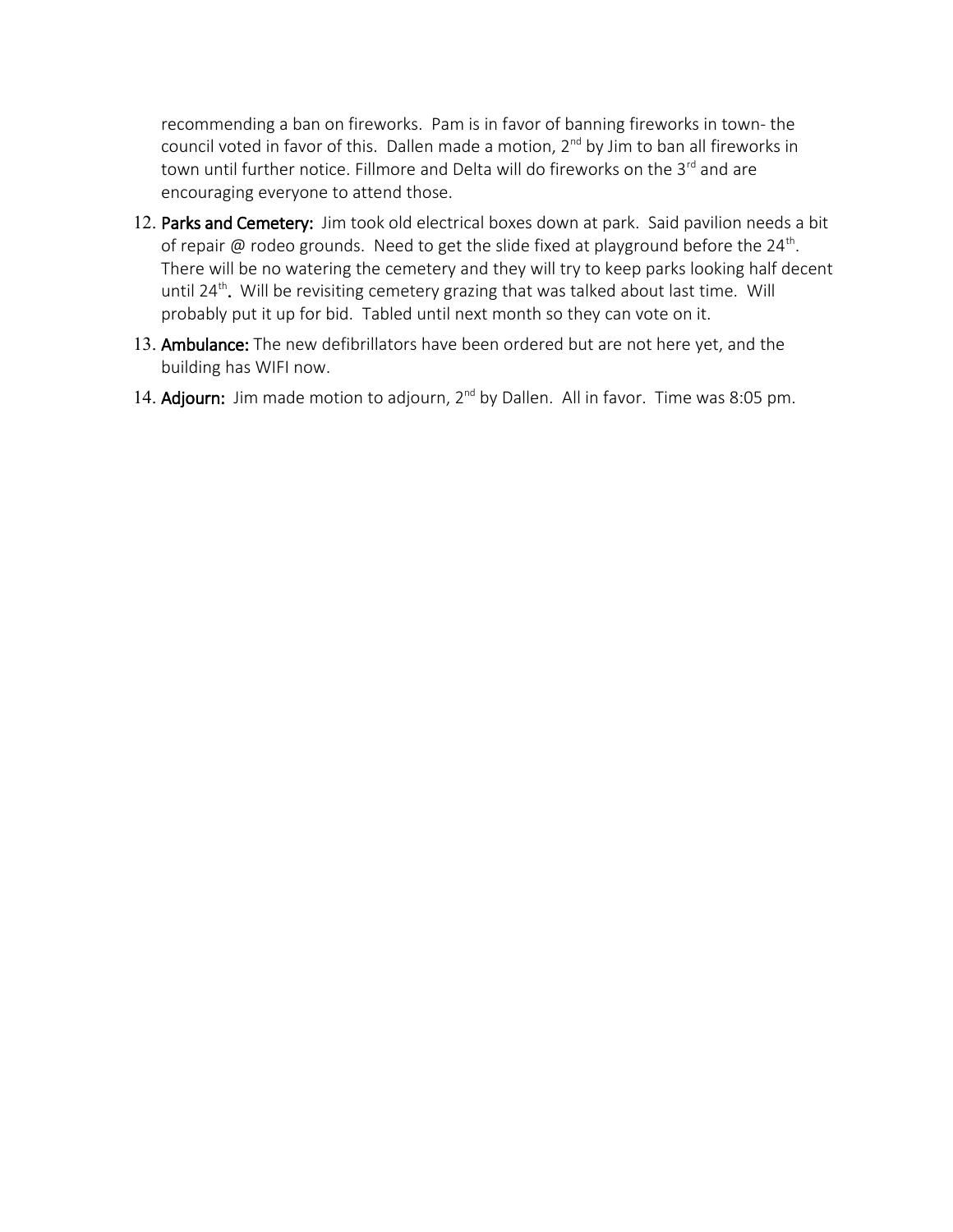recommending a ban on fireworks. Pam is in favor of banning fireworks in town- the council voted in favor of this. Dallen made a motion, 2nd by Jim to ban all fireworks in town until further notice. Fillmore and Delta will do fireworks on the 3rd and are encouraging everyone to attend those.

12. **Parks and Cemetery:** Jim took old electrical boxes down at park. Said pavilion needs a bit of repair @ rodeo grounds. Need to get the slide fixed at playground before the 24th. There will be no watering the cemetery and they will try to keep parks looking half decent until 24th. Will be revisiting cemetery grazing that was talked about last time. Will probably put it up for bid. Tabled until next month so they can vote on it.
13. **Ambulance:** The new defibrillators have been ordered but are not here yet, and the building has WIFI now.
14. **Adjourn:** Jim made motion to adjourn, 2nd by Dallen. All in favor. Time was 8:05 pm.